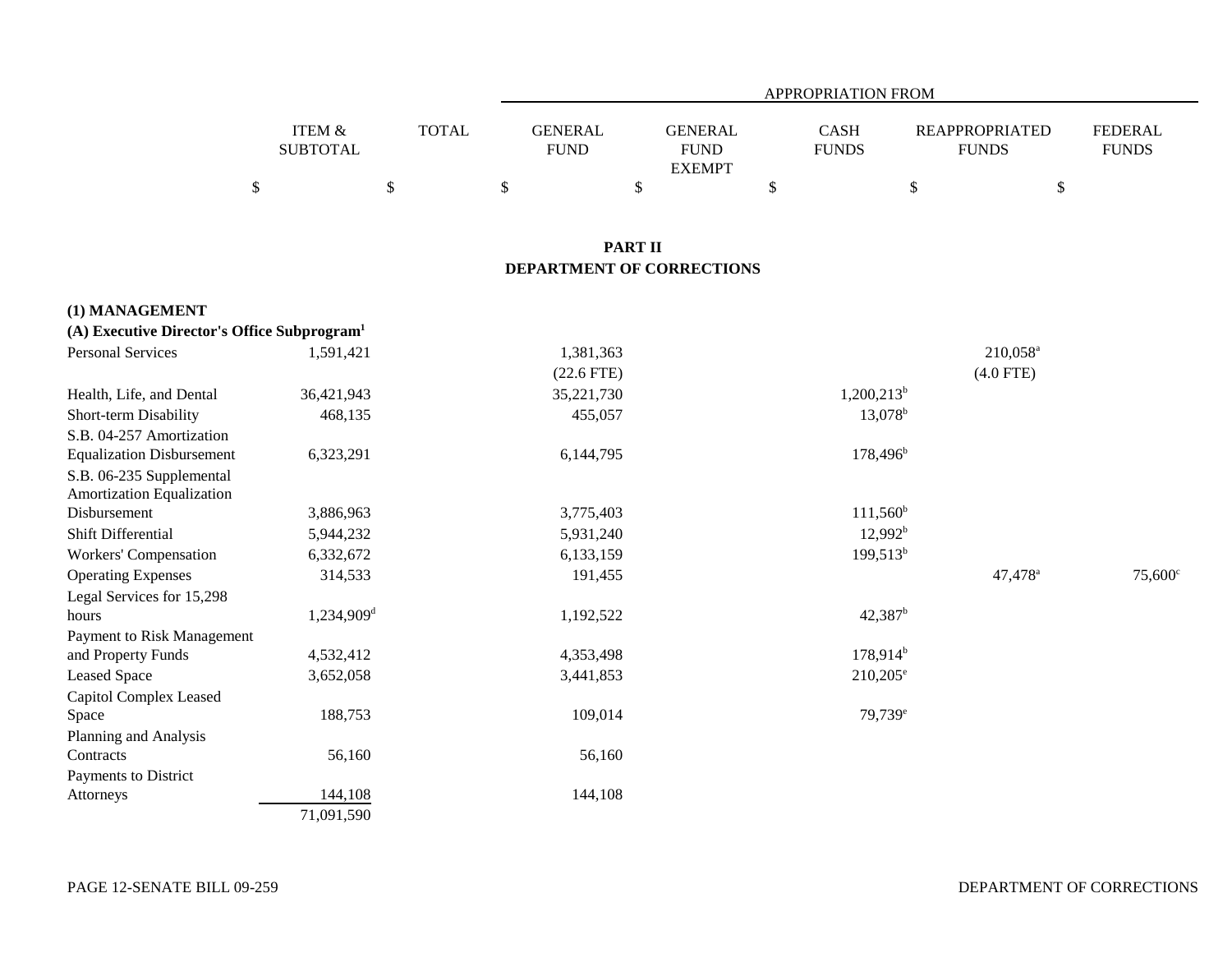| | ITEM & SUBTOTAL | TOTAL | APPROPRIATION FROM GENERAL FUND | GENERAL FUND EXEMPT | CASH FUNDS | REAPPROPRIATED FUNDS | FEDERAL FUNDS |
|---|---|---|---|---|---|---|---|
| | $ | $ | $ | $ | $ | $ | $ |

## PART II
## DEPARTMENT OF CORRECTIONS

**(1) MANAGEMENT**
**(A) Executive Director's Office Subprogram[1]**

| | ITEM & SUBTOTAL | TOTAL | GENERAL FUND | GENERAL FUND EXEMPT | CASH FUNDS | REAPPROPRIATED FUNDS | FEDERAL FUNDS |
|---|---|---|---|---|---|---|---|
| Personal Services | 1,591,421 | | 1,381,363 (22.6 FTE) | | | 210,058[a] (4.0 FTE) | |
| Health, Life, and Dental | 36,421,943 | | 35,221,730 | | 1,200,213[b] | | |
| Short-term Disability | 468,135 | | 455,057 | | 13,078[b] | | |
| S.B. 04-257 Amortization Equalization Disbursement | 6,323,291 | | 6,144,795 | | 178,496[b] | | |
| S.B. 06-235 Supplemental Amortization Equalization Disbursement | 3,886,963 | | 3,775,403 | | 111,560[b] | | |
| Shift Differential | 5,944,232 | | 5,931,240 | | 12,992[b] | | |
| Workers' Compensation | 6,332,672 | | 6,133,159 | | 199,513[b] | | |
| Operating Expenses | 314,533 | | 191,455 | | | 47,478[a] | 75,600[c] |
| Legal Services for 15,298 hours | 1,234,909[d] | | 1,192,522 | | 42,387[b] | | |
| Payment to Risk Management and Property Funds | 4,532,412 | | 4,353,498 | | 178,914[b] | | |
| Leased Space | 3,652,058 | | 3,441,853 | | 210,205[e] | | |
| Capitol Complex Leased Space | 188,753 | | 109,014 | | 79,739[e] | | |
| Planning and Analysis Contracts | 56,160 | | 56,160 | | | | |
| Payments to District Attorneys | 144,108 | | 144,108 | | | | |
| | 71,091,590 | | | | | | |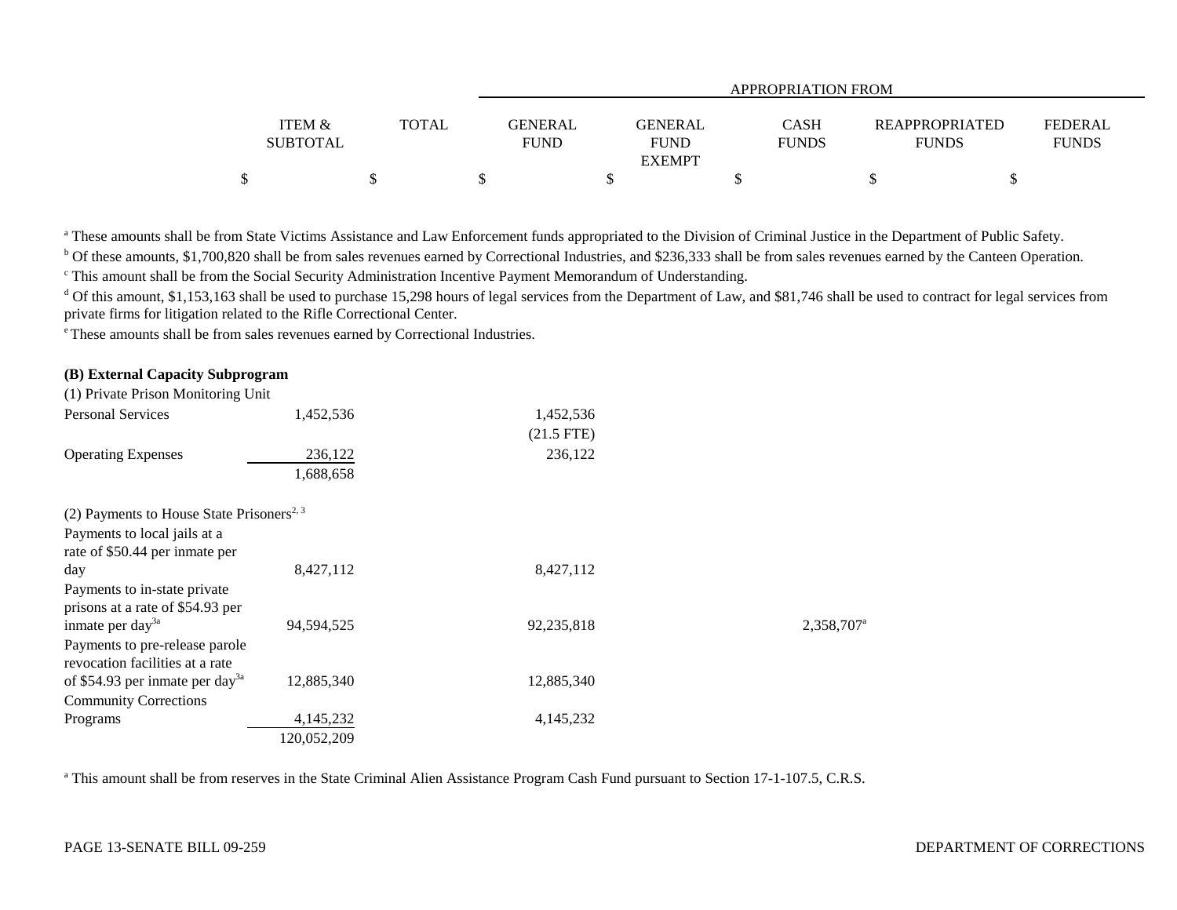| | ITEM & SUBTOTAL | TOTAL | APPROPRIATION FROM GENERAL FUND | GENERAL FUND EXEMPT | CASH FUNDS | REAPPROPRIATED FUNDS | FEDERAL FUNDS |
|---|---|---|---|---|---|---|---|
| | $ | $ | $ | $ | $ | $ | $ |

[a] These amounts shall be from State Victims Assistance and Law Enforcement funds appropriated to the Division of Criminal Justice in the Department of Public Safety.

[b] Of these amounts, $1,700,820 shall be from sales revenues earned by Correctional Industries, and $236,333 shall be from sales revenues earned by the Canteen Operation.

[c] This amount shall be from the Social Security Administration Incentive Payment Memorandum of Understanding.

[d] Of this amount, $1,153,163 shall be used to purchase 15,298 hours of legal services from the Department of Law, and $81,746 shall be used to contract for legal services from private firms for litigation related to the Rifle Correctional Center.

[e] These amounts shall be from sales revenues earned by Correctional Industries.

**(B) External Capacity Subprogram**

| | ITEM & SUBTOTAL | TOTAL | GENERAL FUND | GENERAL FUND EXEMPT | CASH FUNDS | REAPPROPRIATED FUNDS | FEDERAL FUNDS |
|---|---|---|---|---|---|---|---|
| (1) Private Prison Monitoring Unit | | | | | | | |
| Personal Services | 1,452,536 | | 1,452,536 (21.5 FTE) | | | | |
| Operating Expenses | 236,122 | | 236,122 | | | | |
| | 1,688,658 | | | | | | |
| (2) Payments to House State Prisoners[2, 3] | | | | | | | |
| Payments to local jails at a rate of $50.44 per inmate per day | 8,427,112 | | 8,427,112 | | | | |
| Payments to in-state private prisons at a rate of $54.93 per inmate per day[3a] | 94,594,525 | | 92,235,818 | | 2,358,707[a] | | |
| Payments to pre-release parole revocation facilities at a rate of $54.93 per inmate per day[3a] | 12,885,340 | | 12,885,340 | | | | |
| Community Corrections Programs | 4,145,232 | | 4,145,232 | | | | |
| | 120,052,209 | | | | | | |

[a] This amount shall be from reserves in the State Criminal Alien Assistance Program Cash Fund pursuant to Section 17-1-107.5, C.R.S.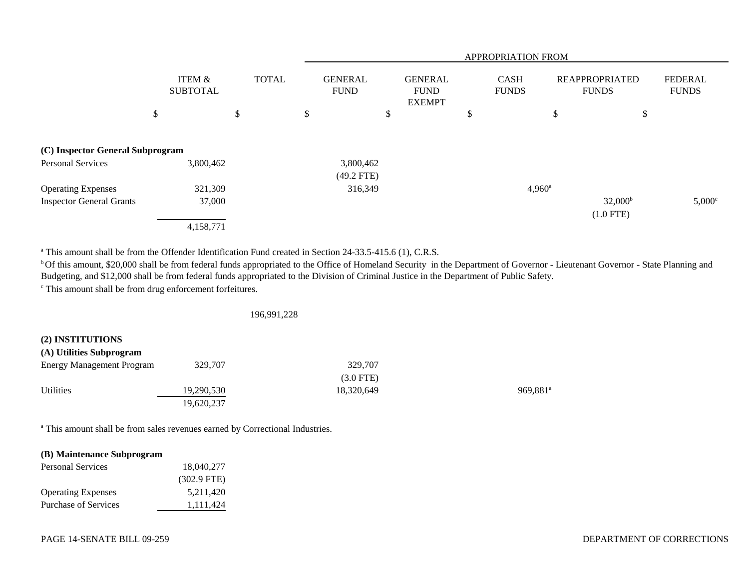| | ITEM & SUBTOTAL | TOTAL | APPROPRIATION FROM GENERAL FUND | GENERAL FUND EXEMPT | CASH FUNDS | REAPPROPRIATED FUNDS | FEDERAL FUNDS |
|---|---|---|---|---|---|---|---|
| | $ | $ | $ | $ | $ | $ | $ |
| **(C) Inspector General Subprogram** | | | | | | | |
| Personal Services | 3,800,462 | | 3,800,462 (49.2 FTE) | | | | |
| Operating Expenses | 321,309 | | 316,349 | | 4,960[a] | | |
| Inspector General Grants | 37,000 | | | | | 32,000[b] (1.0 FTE) | 5,000[c] |
| | 4,158,771 | | | | | | |

[a] This amount shall be from the Offender Identification Fund created in Section 24-33.5-415.6 (1), C.R.S.

[b] Of this amount, $20,000 shall be from federal funds appropriated to the Office of Homeland Security in the Department of Governor - Lieutenant Governor - State Planning and Budgeting, and $12,000 shall be from federal funds appropriated to the Division of Criminal Justice in the Department of Public Safety.

[c] This amount shall be from drug enforcement forfeitures.

| | ITEM & SUBTOTAL | TOTAL | GENERAL FUND | GENERAL FUND EXEMPT | CASH FUNDS | REAPPROPRIATED FUNDS | FEDERAL FUNDS |
|---|---|---|---|---|---|---|---|
| | | 196,991,228 | | | | | |

**(2) INSTITUTIONS**

| | ITEM & SUBTOTAL | TOTAL | GENERAL FUND | GENERAL FUND EXEMPT | CASH FUNDS | REAPPROPRIATED FUNDS | FEDERAL FUNDS |
|---|---|---|---|---|---|---|---|
| **(A) Utilities Subprogram** | | | | | | | |
| Energy Management Program | 329,707 | | 329,707 (3.0 FTE) | | | | |
| Utilities | 19,290,530 | | 18,320,649 | | 969,881[a] | | |
| | 19,620,237 | | | | | | |

[a] This amount shall be from sales revenues earned by Correctional Industries.

| | ITEM & SUBTOTAL | TOTAL | GENERAL FUND | GENERAL FUND EXEMPT | CASH FUNDS | REAPPROPRIATED FUNDS | FEDERAL FUNDS |
|---|---|---|---|---|---|---|---|
| **(B) Maintenance Subprogram** | | | | | | | |
| Personal Services | 18,040,277 (302.9 FTE) | | | | | | |
| Operating Expenses | 5,211,420 | | | | | | |
| Purchase of Services | 1,111,424 | | | | | | |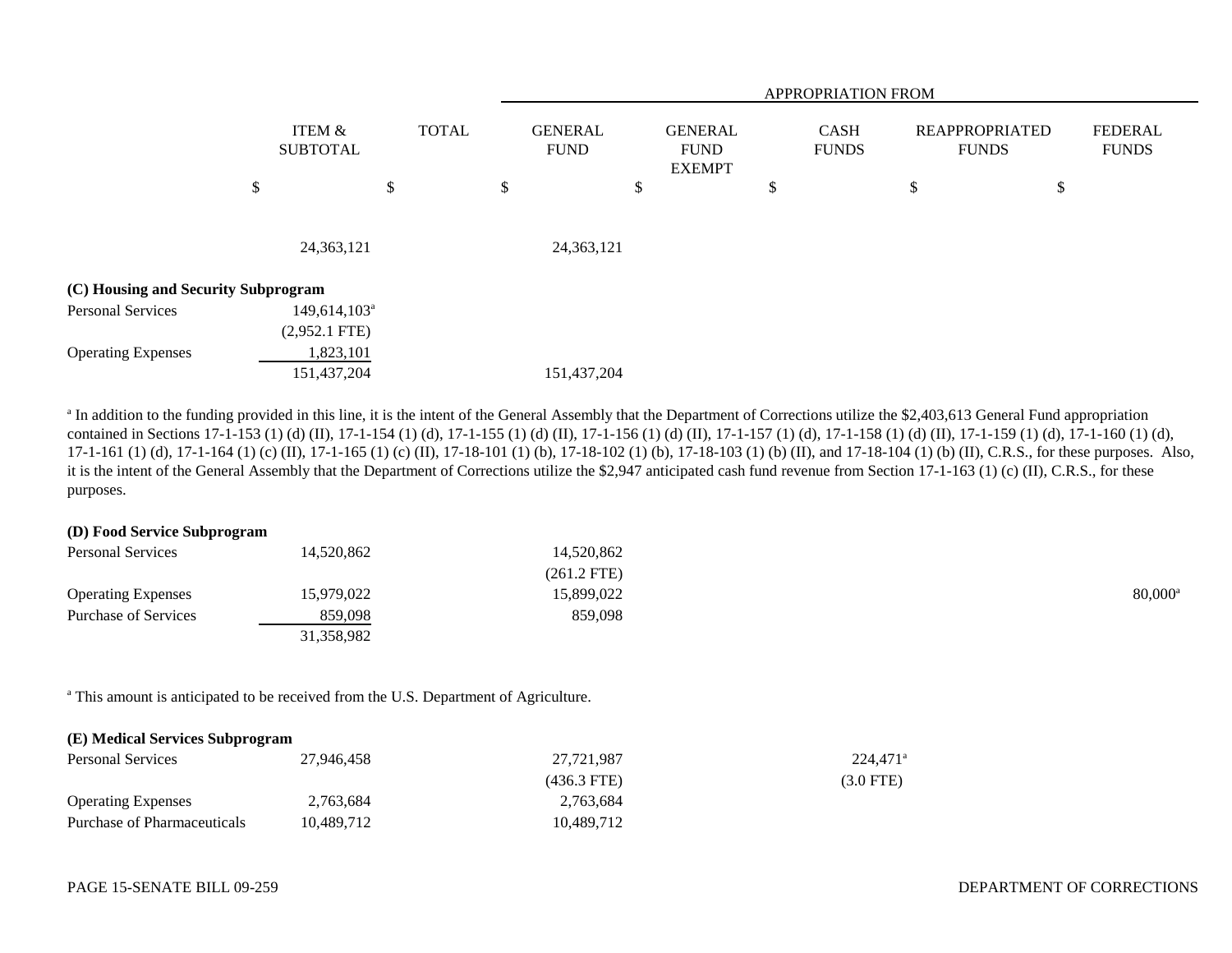| | ITEM & SUBTOTAL | TOTAL | APPROPRIATION FROM GENERAL FUND | GENERAL FUND EXEMPT | CASH FUNDS | REAPPROPRIATED FUNDS | FEDERAL FUNDS |
|---|---|---|---|---|---|---|---|
| | $ | $ | $ | $ | $ | $ | $ |
| | 24,363,121 | | 24,363,121 | | | | |
| **(C) Housing and Security Subprogram** | | | | | | | |
| Personal Services | 149,614,103[a] | | | | | | |
| | (2,952.1 FTE) | | | | | | |
| Operating Expenses | 1,823,101 | | | | | | |
| | 151,437,204 | | 151,437,204 | | | | |

[a] In addition to the funding provided in this line, it is the intent of the General Assembly that the Department of Corrections utilize the $2,403,613 General Fund appropriation contained in Sections 17-1-153 (1) (d) (II), 17-1-154 (1) (d), 17-1-155 (1) (d) (II), 17-1-156 (1) (d) (II), 17-1-157 (1) (d), 17-1-158 (1) (d) (II), 17-1-159 (1) (d), 17-1-160 (1) (d), 17-1-161 (1) (d), 17-1-164 (1) (c) (II), 17-1-165 (1) (c) (II), 17-18-101 (1) (b), 17-18-102 (1) (b), 17-18-103 (1) (b) (II), and 17-18-104 (1) (b) (II), C.R.S., for these purposes. Also, it is the intent of the General Assembly that the Department of Corrections utilize the $2,947 anticipated cash fund revenue from Section 17-1-163 (1) (c) (II), C.R.S., for these purposes.

| | ITEM & SUBTOTAL | TOTAL | GENERAL FUND | GENERAL FUND EXEMPT | CASH FUNDS | REAPPROPRIATED FUNDS | FEDERAL FUNDS |
|---|---|---|---|---|---|---|---|
| **(D) Food Service Subprogram** | | | | | | | |
| Personal Services | 14,520,862 | | 14,520,862 | | | | |
| | | | (261.2 FTE) | | | | |
| Operating Expenses | 15,979,022 | | 15,899,022 | | | | 80,000[a] |
| Purchase of Services | 859,098 | | 859,098 | | | | |
| | 31,358,982 | | | | | | |

[a] This amount is anticipated to be received from the U.S. Department of Agriculture.

| | ITEM & SUBTOTAL | TOTAL | GENERAL FUND | GENERAL FUND EXEMPT | CASH FUNDS | REAPPROPRIATED FUNDS | FEDERAL FUNDS |
|---|---|---|---|---|---|---|---|
| **(E) Medical Services Subprogram** | | | | | | | |
| Personal Services | 27,946,458 | | 27,721,987 | | 224,471[a] | | |
| | | | (436.3 FTE) | | (3.0 FTE) | | |
| Operating Expenses | 2,763,684 | | 2,763,684 | | | | |
| Purchase of Pharmaceuticals | 10,489,712 | | 10,489,712 | | | | |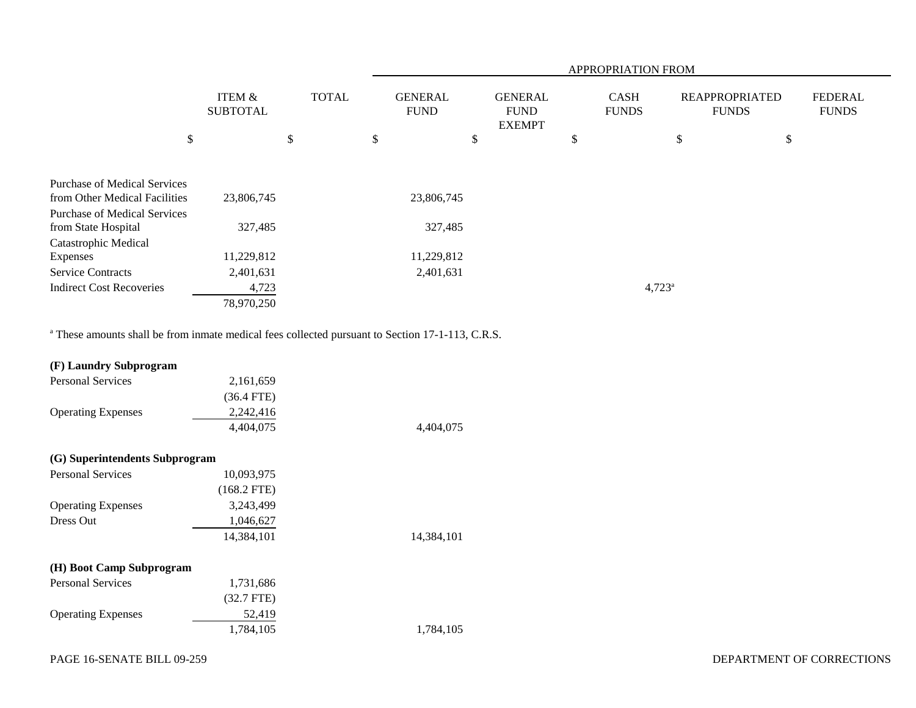| | ITEM & SUBTOTAL | TOTAL | GENERAL FUND | GENERAL FUND EXEMPT | CASH FUNDS | REAPPROPRIATED FUNDS | FEDERAL FUNDS |
|---|---|---|---|---|---|---|---|
| | $ | $ | $ | $ | $ | $ | $ |
| Purchase of Medical Services from Other Medical Facilities | 23,806,745 | | 23,806,745 | | | | |
| Purchase of Medical Services from State Hospital | 327,485 | | 327,485 | | | | |
| Catastrophic Medical Expenses | 11,229,812 | | 11,229,812 | | | | |
| Service Contracts | 2,401,631 | | 2,401,631 | | | | |
| Indirect Cost Recoveries | 4,723 | | | | 4,723[a] | | |
| | 78,970,250 | | | | | | |

[a] These amounts shall be from inmate medical fees collected pursuant to Section 17-1-113, C.R.S.

| | ITEM & SUBTOTAL | TOTAL | GENERAL FUND | GENERAL FUND EXEMPT | CASH FUNDS | REAPPROPRIATED FUNDS | FEDERAL FUNDS |
|---|---|---|---|---|---|---|---|
| **(F) Laundry Subprogram** | | | | | | | |
| Personal Services | 2,161,659 | | | | | | |
| | (36.4 FTE) | | | | | | |
| Operating Expenses | 2,242,416 | | | | | | |
| | 4,404,075 | | 4,404,075 | | | | |
| **(G) Superintendents Subprogram** | | | | | | | |
| Personal Services | 10,093,975 | | | | | | |
| | (168.2 FTE) | | | | | | |
| Operating Expenses | 3,243,499 | | | | | | |
| Dress Out | 1,046,627 | | | | | | |
| | 14,384,101 | | 14,384,101 | | | | |
| **(H) Boot Camp Subprogram** | | | | | | | |
| Personal Services | 1,731,686 | | | | | | |
| | (32.7 FTE) | | | | | | |
| Operating Expenses | 52,419 | | | | | | |
| | 1,784,105 | | 1,784,105 | | | | |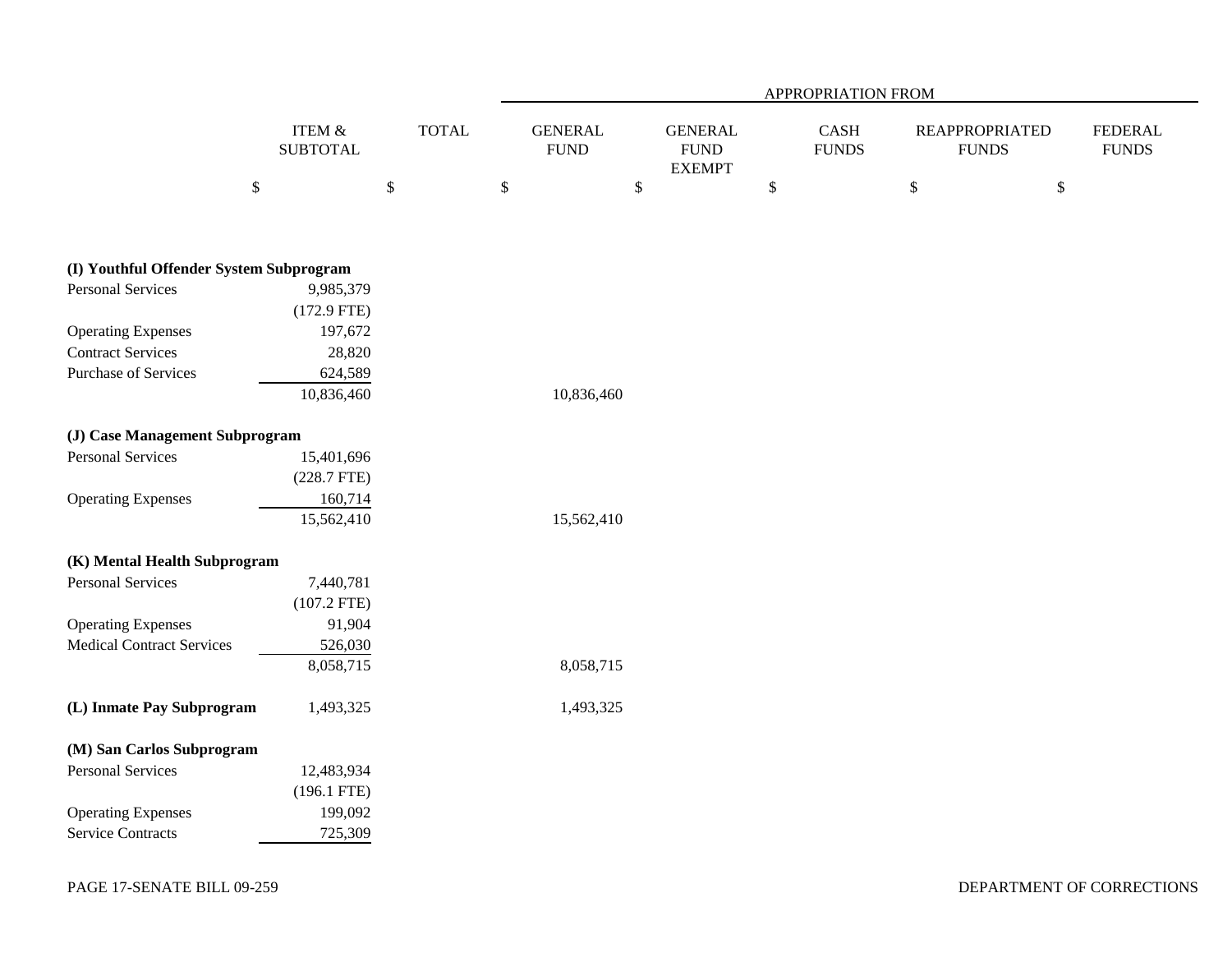| | ITEM & SUBTOTAL | TOTAL | APPROPRIATION FROM GENERAL FUND | GENERAL FUND EXEMPT | CASH FUNDS | REAPPROPRIATED FUNDS | FEDERAL FUNDS |
|---|---|---|---|---|---|---|---|
| | $ | $ | $ | $ | $ | $ | $ |
| **(I) Youthful Offender System Subprogram** | | | | | | | |
| Personal Services | 9,985,379 | | | | | | |
| | (172.9 FTE) | | | | | | |
| Operating Expenses | 197,672 | | | | | | |
| Contract Services | 28,820 | | | | | | |
| Purchase of Services | 624,589 | | | | | | |
| | 10,836,460 | | 10,836,460 | | | | |
| **(J) Case Management Subprogram** | | | | | | | |
| Personal Services | 15,401,696 | | | | | | |
| | (228.7 FTE) | | | | | | |
| Operating Expenses | 160,714 | | | | | | |
| | 15,562,410 | | 15,562,410 | | | | |
| **(K) Mental Health Subprogram** | | | | | | | |
| Personal Services | 7,440,781 | | | | | | |
| | (107.2 FTE) | | | | | | |
| Operating Expenses | 91,904 | | | | | | |
| Medical Contract Services | 526,030 | | | | | | |
| | 8,058,715 | | 8,058,715 | | | | |
| **(L) Inmate Pay Subprogram** | 1,493,325 | | 1,493,325 | | | | |
| **(M) San Carlos Subprogram** | | | | | | | |
| Personal Services | 12,483,934 | | | | | | |
| | (196.1 FTE) | | | | | | |
| Operating Expenses | 199,092 | | | | | | |
| Service Contracts | 725,309 | | | | | | |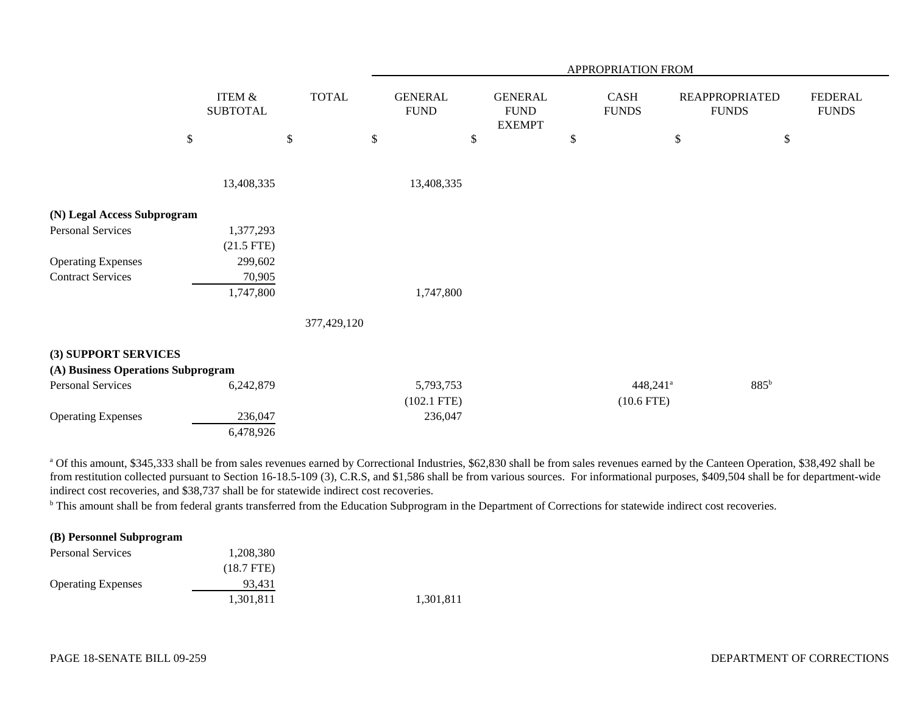| | ITEM & SUBTOTAL | TOTAL | APPROPRIATION FROM GENERAL FUND | GENERAL FUND EXEMPT | CASH FUNDS | REAPPROPRIATED FUNDS | FEDERAL FUNDS |
|---|---|---|---|---|---|---|---|
| | $ | $ | $ | $ | $ | $ | $ |
| | 13,408,335 | | 13,408,335 | | | | |
| **(N) Legal Access Subprogram** | | | | | | | |
| Personal Services | 1,377,293 | | | | | | |
| | (21.5 FTE) | | | | | | |
| Operating Expenses | 299,602 | | | | | | |
| Contract Services | 70,905 | | | | | | |
| | 1,747,800 | | 1,747,800 | | | | |
| | | 377,429,120 | | | | | |
| **(3) SUPPORT SERVICES** | | | | | | | |
| **(A) Business Operations Subprogram** | | | | | | | |
| Personal Services | 6,242,879 | | 5,793,753 | | 448,241[a] | 885[b] | |
| | | | (102.1 FTE) | | (10.6 FTE) | | |
| Operating Expenses | 236,047 | | 236,047 | | | | |
| | 6,478,926 | | | | | | |

[a] Of this amount, $345,333 shall be from sales revenues earned by Correctional Industries, $62,830 shall be from sales revenues earned by the Canteen Operation, $38,492 shall be from restitution collected pursuant to Section 16-18.5-109 (3), C.R.S, and $1,586 shall be from various sources. For informational purposes, $409,504 shall be for department-wide indirect cost recoveries, and $38,737 shall be for statewide indirect cost recoveries.

[b] This amount shall be from federal grants transferred from the Education Subprogram in the Department of Corrections for statewide indirect cost recoveries.

| | ITEM & SUBTOTAL | TOTAL | GENERAL FUND | GENERAL FUND EXEMPT | CASH FUNDS | REAPPROPRIATED FUNDS | FEDERAL FUNDS |
|---|---|---|---|---|---|---|---|
| **(B) Personnel Subprogram** | | | | | | | |
| Personal Services | 1,208,380 | | | | | | |
| | (18.7 FTE) | | | | | | |
| Operating Expenses | 93,431 | | | | | | |
| | 1,301,811 | | 1,301,811 | | | | |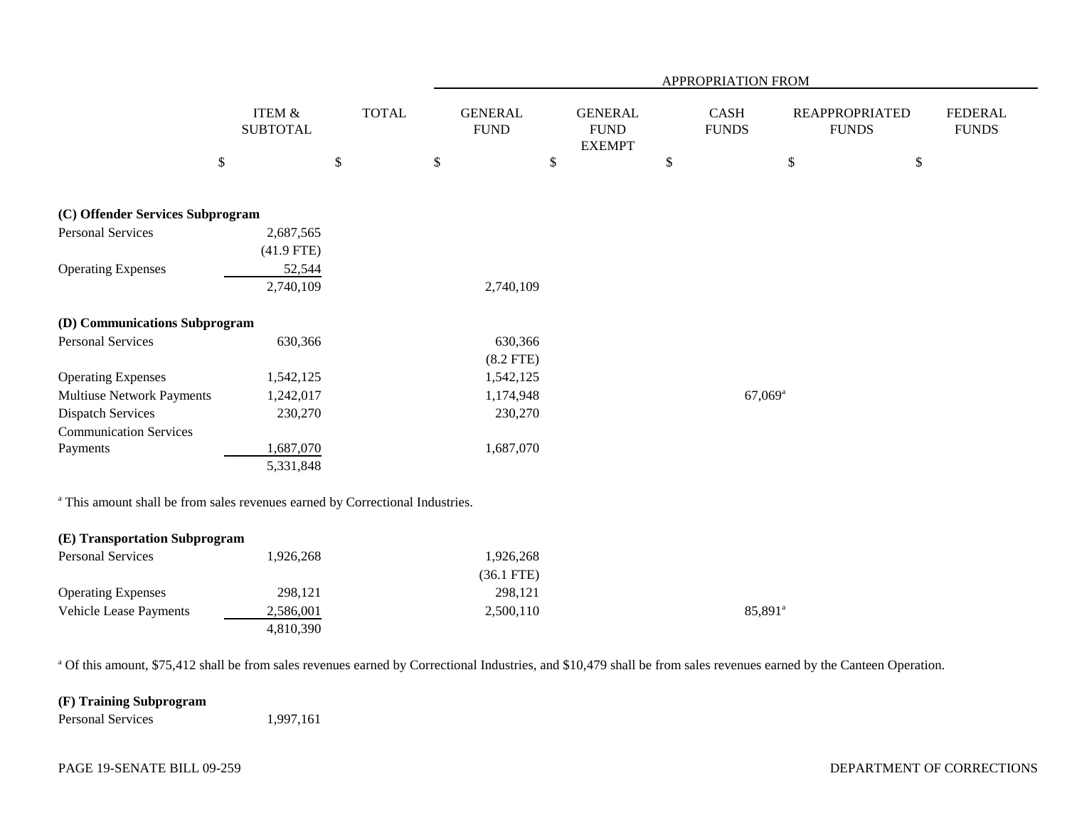| | ITEM & SUBTOTAL | TOTAL | GENERAL FUND | GENERAL FUND EXEMPT | CASH FUNDS | REAPPROPRIATED FUNDS | FEDERAL FUNDS |
|---|---|---|---|---|---|---|---|
| | | | APPROPRIATION FROM | | | | |
| | $ | $ | $ | $ | $ | $ | $ |
| **(C) Offender Services Subprogram** | | | | | | | |
| Personal Services | 2,687,565 | | | | | | |
| | (41.9 FTE) | | | | | | |
| Operating Expenses | 52,544 | | | | | | |
| | 2,740,109 | | 2,740,109 | | | | |
| **(D) Communications Subprogram** | | | | | | | |
| Personal Services | 630,366 | | 630,366 | | | | |
| | | | (8.2 FTE) | | | | |
| Operating Expenses | 1,542,125 | | 1,542,125 | | | | |
| Multiuse Network Payments | 1,242,017 | | 1,174,948 | | 67,069[a] | | |
| Dispatch Services | 230,270 | | 230,270 | | | | |
| Communication Services Payments | 1,687,070 | | 1,687,070 | | | | |
| | 5,331,848 | | | | | | |

[a] This amount shall be from sales revenues earned by Correctional Industries.

| | ITEM & SUBTOTAL | TOTAL | GENERAL FUND | GENERAL FUND EXEMPT | CASH FUNDS | REAPPROPRIATED FUNDS | FEDERAL FUNDS |
|---|---|---|---|---|---|---|---|
| **(E) Transportation Subprogram** | | | | | | | |
| Personal Services | 1,926,268 | | 1,926,268 | | | | |
| | | | (36.1 FTE) | | | | |
| Operating Expenses | 298,121 | | 298,121 | | | | |
| Vehicle Lease Payments | 2,586,001 | | 2,500,110 | | 85,891[a] | | |
| | 4,810,390 | | | | | | |

[a] Of this amount, $75,412 shall be from sales revenues earned by Correctional Industries, and $10,479 shall be from sales revenues earned by the Canteen Operation.

| | ITEM & SUBTOTAL | TOTAL | GENERAL FUND | GENERAL FUND EXEMPT | CASH FUNDS | REAPPROPRIATED FUNDS | FEDERAL FUNDS |
|---|---|---|---|---|---|---|---|
| **(F) Training Subprogram** | | | | | | | |
| Personal Services | 1,997,161 | | | | | | |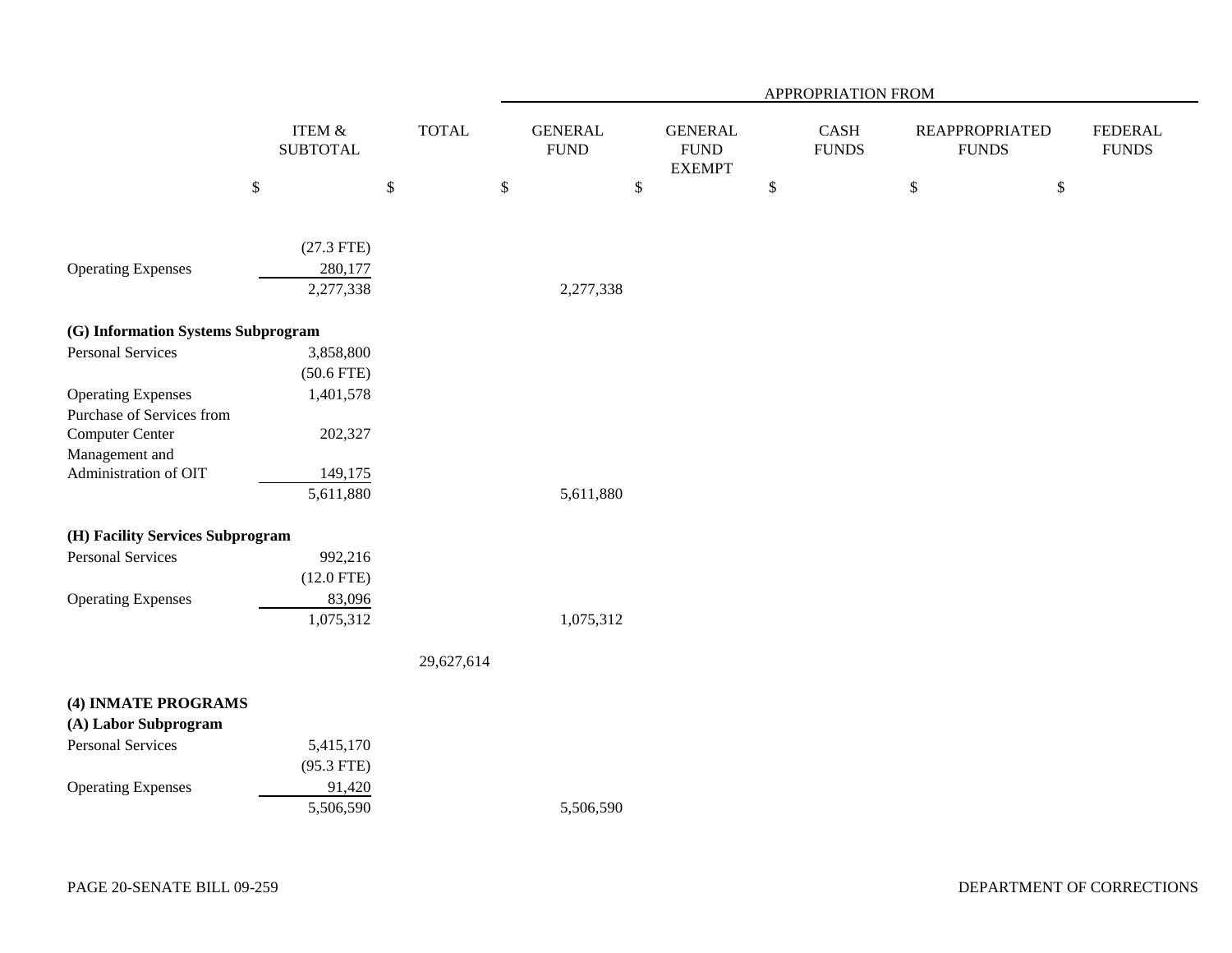| | ITEM & SUBTOTAL | TOTAL | APPROPRIATION FROM GENERAL FUND | GENERAL FUND EXEMPT | CASH FUNDS | REAPPROPRIATED FUNDS | FEDERAL FUNDS |
|---|---|---|---|---|---|---|---|
| | $ | $ | $ | $ | $ | $ | $ |
| | (27.3 FTE) | | | | | | |
| Operating Expenses | 280,177 | | | | | | |
| | 2,277,338 | | 2,277,338 | | | | |
| **(G) Information Systems Subprogram** | | | | | | | |
| Personal Services | 3,858,800 | | | | | | |
| | (50.6 FTE) | | | | | | |
| Operating Expenses | 1,401,578 | | | | | | |
| Purchase of Services from Computer Center | 202,327 | | | | | | |
| Management and Administration of OIT | 149,175 | | | | | | |
| | 5,611,880 | | 5,611,880 | | | | |
| **(H) Facility Services Subprogram** | | | | | | | |
| Personal Services | 992,216 | | | | | | |
| | (12.0 FTE) | | | | | | |
| Operating Expenses | 83,096 | | | | | | |
| | 1,075,312 | | 1,075,312 | | | | |
| | | 29,627,614 | | | | | |
| **(4) INMATE PROGRAMS** | | | | | | | |
| **(A) Labor Subprogram** | | | | | | | |
| Personal Services | 5,415,170 | | | | | | |
| | (95.3 FTE) | | | | | | |
| Operating Expenses | 91,420 | | | | | | |
| | 5,506,590 | | 5,506,590 | | | | |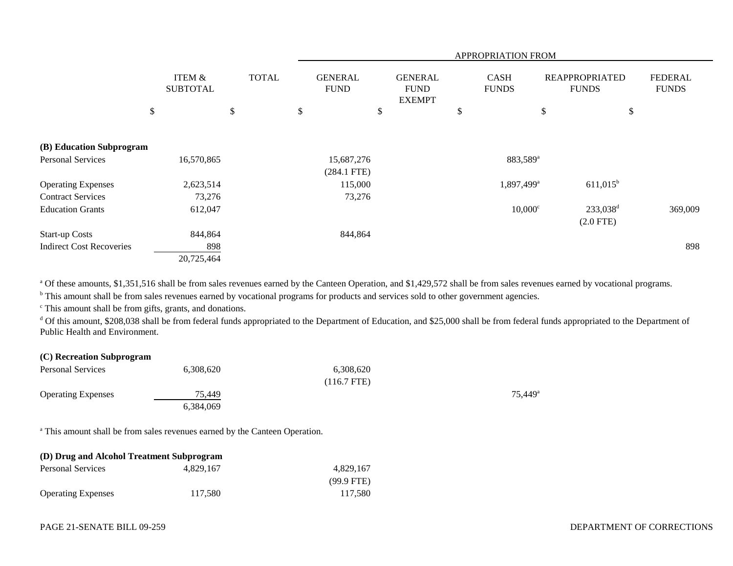| | ITEM & SUBTOTAL | TOTAL | APPROPRIATION FROM GENERAL FUND | GENERAL FUND EXEMPT | CASH FUNDS | REAPPROPRIATED FUNDS | FEDERAL FUNDS |
|---|---|---|---|---|---|---|---|
| | $ | $ | $ | $ | $ | $ | $ |
| **(B) Education Subprogram** | | | | | | | |
| Personal Services | 16,570,865 | | 15,687,276 (284.1 FTE) | | 883,589[a] | | |
| Operating Expenses | 2,623,514 | | 115,000 | | 1,897,499[a] | 611,015[b] | |
| Contract Services | 73,276 | | 73,276 | | | | |
| Education Grants | 612,047 | | | | 10,000[c] | 233,038[d] (2.0 FTE) | 369,009 |
| Start-up Costs | 844,864 | | 844,864 | | | | |
| Indirect Cost Recoveries | 898 | | | | | | 898 |
| | 20,725,464 | | | | | | |

[a] Of these amounts, $1,351,516 shall be from sales revenues earned by the Canteen Operation, and $1,429,572 shall be from sales revenues earned by vocational programs.

[b] This amount shall be from sales revenues earned by vocational programs for products and services sold to other government agencies.

[c] This amount shall be from gifts, grants, and donations.

[d] Of this amount, $208,038 shall be from federal funds appropriated to the Department of Education, and $25,000 shall be from federal funds appropriated to the Department of Public Health and Environment.

| | ITEM & SUBTOTAL | TOTAL | GENERAL FUND | GENERAL FUND EXEMPT | CASH FUNDS | REAPPROPRIATED FUNDS | FEDERAL FUNDS |
|---|---|---|---|---|---|---|---|
| **(C) Recreation Subprogram** | | | | | | | |
| Personal Services | 6,308,620 | | 6,308,620 (116.7 FTE) | | | | |
| Operating Expenses | 75,449 | | | | 75,449[a] | | |
| | 6,384,069 | | | | | | |

[a] This amount shall be from sales revenues earned by the Canteen Operation.

| | ITEM & SUBTOTAL | TOTAL | GENERAL FUND | GENERAL FUND EXEMPT | CASH FUNDS | REAPPROPRIATED FUNDS | FEDERAL FUNDS |
|---|---|---|---|---|---|---|---|
| **(D) Drug and Alcohol Treatment Subprogram** | | | | | | | |
| Personal Services | 4,829,167 | | 4,829,167 (99.9 FTE) | | | | |
| Operating Expenses | 117,580 | | 117,580 | | | | |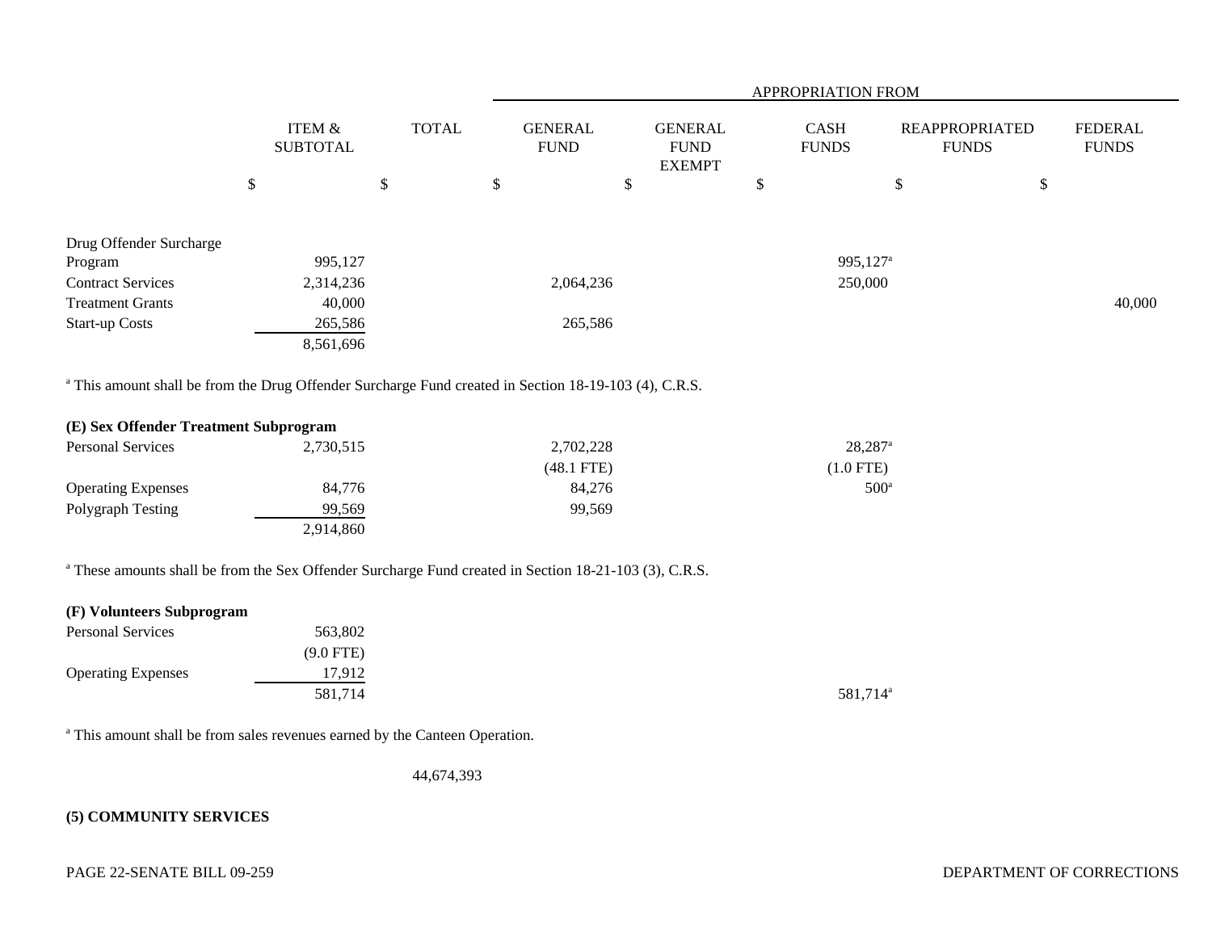| | ITEM & SUBTOTAL | TOTAL | APPROPRIATION FROM GENERAL FUND | GENERAL FUND EXEMPT | CASH FUNDS | REAPPROPRIATED FUNDS | FEDERAL FUNDS |
|---|---|---|---|---|---|---|---|
| | $ | $ | $ | $ | $ | $ | $ |
| Drug Offender Surcharge Program | 995,127 | | | | 995,127[a] | | |
| Contract Services | 2,314,236 | | 2,064,236 | | 250,000 | | |
| Treatment Grants | 40,000 | | | | | | 40,000 |
| Start-up Costs | 265,586 | | 265,586 | | | | |
| | 8,561,696 | | | | | | |

[a] This amount shall be from the Drug Offender Surcharge Fund created in Section 18-19-103 (4), C.R.S.

**(E) Sex Offender Treatment Subprogram**

| | ITEM & SUBTOTAL | TOTAL | GENERAL FUND | GENERAL FUND EXEMPT | CASH FUNDS | REAPPROPRIATED FUNDS | FEDERAL FUNDS |
|---|---|---|---|---|---|---|---|
| Personal Services | 2,730,515 | | 2,702,228 | | 28,287[a] | | |
| | | | (48.1 FTE) | | (1.0 FTE) | | |
| Operating Expenses | 84,776 | | 84,276 | | 500[a] | | |
| Polygraph Testing | 99,569 | | 99,569 | | | | |
| | 2,914,860 | | | | | | |

[a] These amounts shall be from the Sex Offender Surcharge Fund created in Section 18-21-103 (3), C.R.S.

**(F) Volunteers Subprogram**

| | ITEM & SUBTOTAL | TOTAL | GENERAL FUND | GENERAL FUND EXEMPT | CASH FUNDS | REAPPROPRIATED FUNDS | FEDERAL FUNDS |
|---|---|---|---|---|---|---|---|
| Personal Services | 563,802 | | | | | | |
| | (9.0 FTE) | | | | | | |
| Operating Expenses | 17,912 | | | | | | |
| | 581,714 | | | | 581,714[a] | | |

[a] This amount shall be from sales revenues earned by the Canteen Operation.

| | ITEM & SUBTOTAL | TOTAL | GENERAL FUND | GENERAL FUND EXEMPT | CASH FUNDS | REAPPROPRIATED FUNDS | FEDERAL FUNDS |
|---|---|---|---|---|---|---|---|
| | | 44,674,393 | | | | | |

**(5) COMMUNITY SERVICES**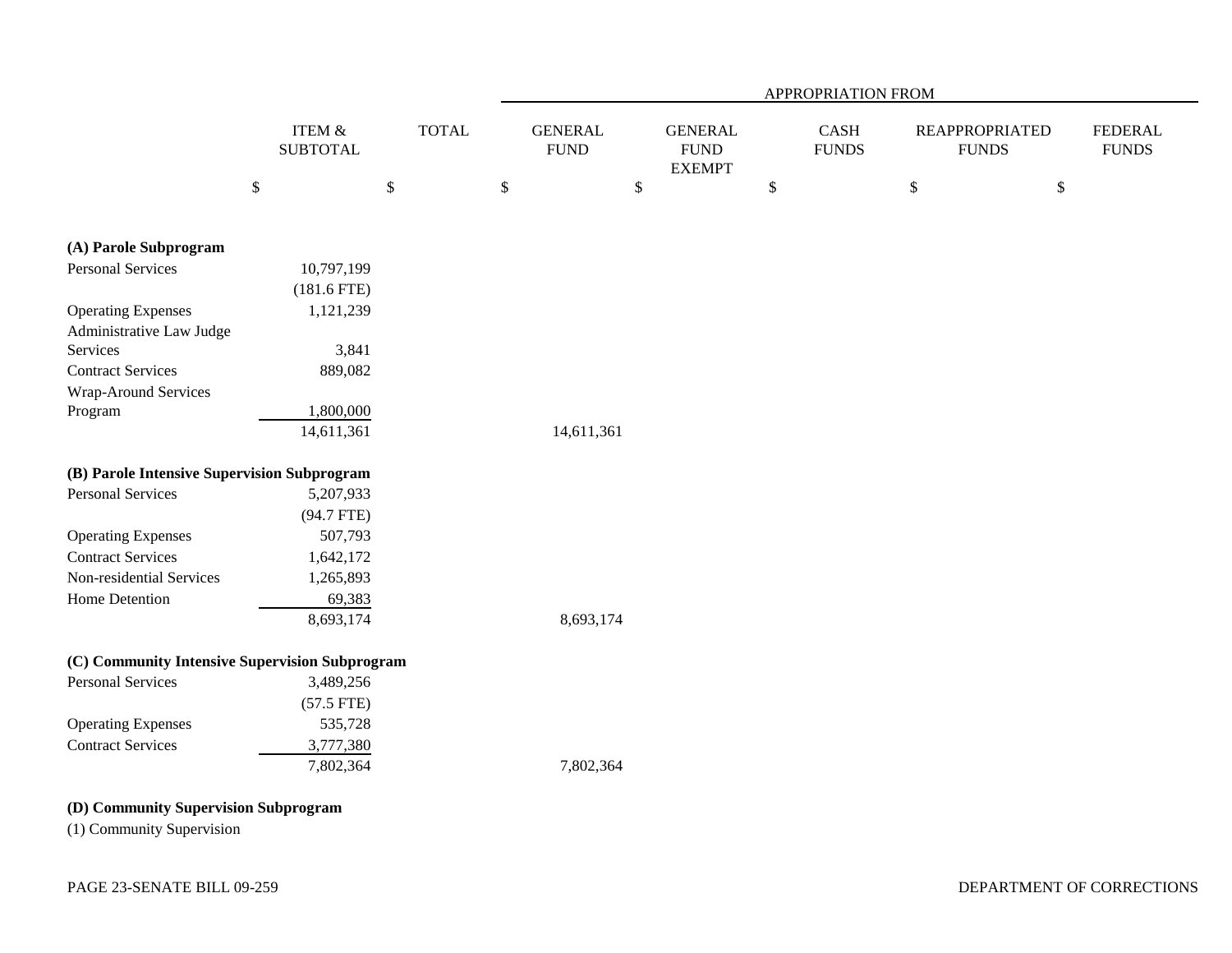| | ITEM & SUBTOTAL | TOTAL | APPROPRIATION FROM GENERAL FUND | GENERAL FUND EXEMPT | CASH FUNDS | REAPPROPRIATED FUNDS | FEDERAL FUNDS |
|---|---|---|---|---|---|---|---|
| | $ | $ | $ | $ | $ | $ | $ |
| **(A) Parole Subprogram** | | | | | | | |
| Personal Services | 10,797,199 | | | | | | |
| | (181.6 FTE) | | | | | | |
| Operating Expenses | 1,121,239 | | | | | | |
| Administrative Law Judge Services | 3,841 | | | | | | |
| Contract Services | 889,082 | | | | | | |
| Wrap-Around Services Program | 1,800,000 | | | | | | |
| | 14,611,361 | | 14,611,361 | | | | |
| **(B) Parole Intensive Supervision Subprogram** | | | | | | | |
| Personal Services | 5,207,933 | | | | | | |
| | (94.7 FTE) | | | | | | |
| Operating Expenses | 507,793 | | | | | | |
| Contract Services | 1,642,172 | | | | | | |
| Non-residential Services | 1,265,893 | | | | | | |
| Home Detention | 69,383 | | | | | | |
| | 8,693,174 | | 8,693,174 | | | | |
| **(C) Community Intensive Supervision Subprogram** | | | | | | | |
| Personal Services | 3,489,256 | | | | | | |
| | (57.5 FTE) | | | | | | |
| Operating Expenses | 535,728 | | | | | | |
| Contract Services | 3,777,380 | | | | | | |
| | 7,802,364 | | 7,802,364 | | | | |
| **(D) Community Supervision Subprogram** | | | | | | | |
| (1) Community Supervision | | | | | | | |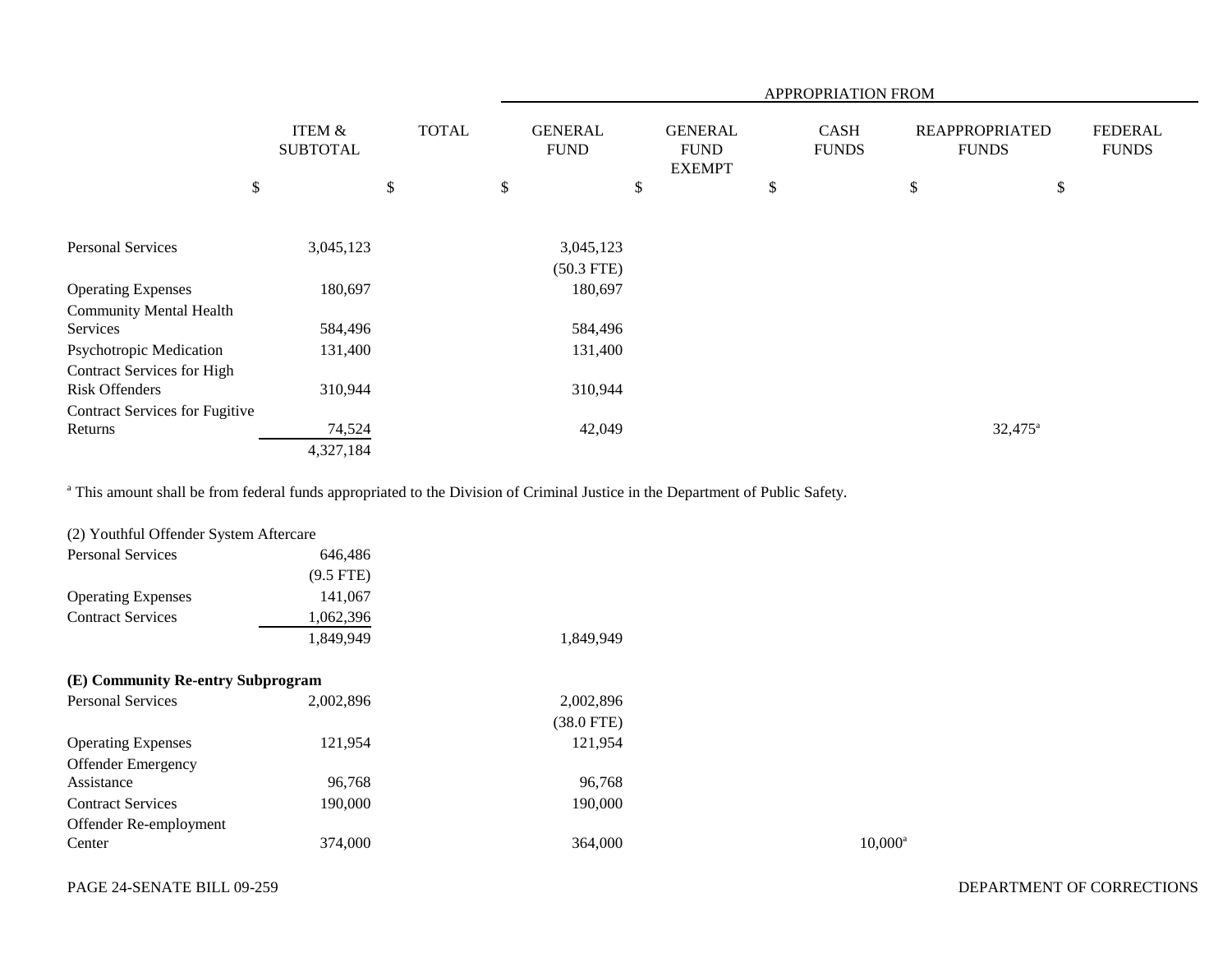| | ITEM & SUBTOTAL | TOTAL | GENERAL FUND | GENERAL FUND EXEMPT | CASH FUNDS | REAPPROPRIATED FUNDS | FEDERAL FUNDS |
|---|---|---|---|---|---|---|---|
| | | | APPROPRIATION FROM | | | | |
| | $ | $ | $ | $ | $ | $ | $ |
| Personal Services | 3,045,123 | | 3,045,123 | | | | |
| | | | (50.3 FTE) | | | | |
| Operating Expenses | 180,697 | | 180,697 | | | | |
| Community Mental Health Services | 584,496 | | 584,496 | | | | |
| Psychotropic Medication | 131,400 | | 131,400 | | | | |
| Contract Services for High Risk Offenders | 310,944 | | 310,944 | | | | |
| Contract Services for Fugitive Returns | 74,524 | | 42,049 | | | 32,475[a] | |
| | 4,327,184 | | | | | | |

[a] This amount shall be from federal funds appropriated to the Division of Criminal Justice in the Department of Public Safety.

| | ITEM & SUBTOTAL | TOTAL | GENERAL FUND | GENERAL FUND EXEMPT | CASH FUNDS | REAPPROPRIATED FUNDS | FEDERAL FUNDS |
|---|---|---|---|---|---|---|---|
| (2) Youthful Offender System Aftercare | | | | | | | |
| Personal Services | 646,486 | | | | | | |
| | (9.5 FTE) | | | | | | |
| Operating Expenses | 141,067 | | | | | | |
| Contract Services | 1,062,396 | | | | | | |
| | 1,849,949 | | 1,849,949 | | | | |
| **(E) Community Re-entry Subprogram** | | | | | | | |
| Personal Services | 2,002,896 | | 2,002,896 | | | | |
| | | | (38.0 FTE) | | | | |
| Operating Expenses | 121,954 | | 121,954 | | | | |
| Offender Emergency Assistance | 96,768 | | 96,768 | | | | |
| Contract Services | 190,000 | | 190,000 | | | | |
| Offender Re-employment Center | 374,000 | | 364,000 | | 10,000[a] | | |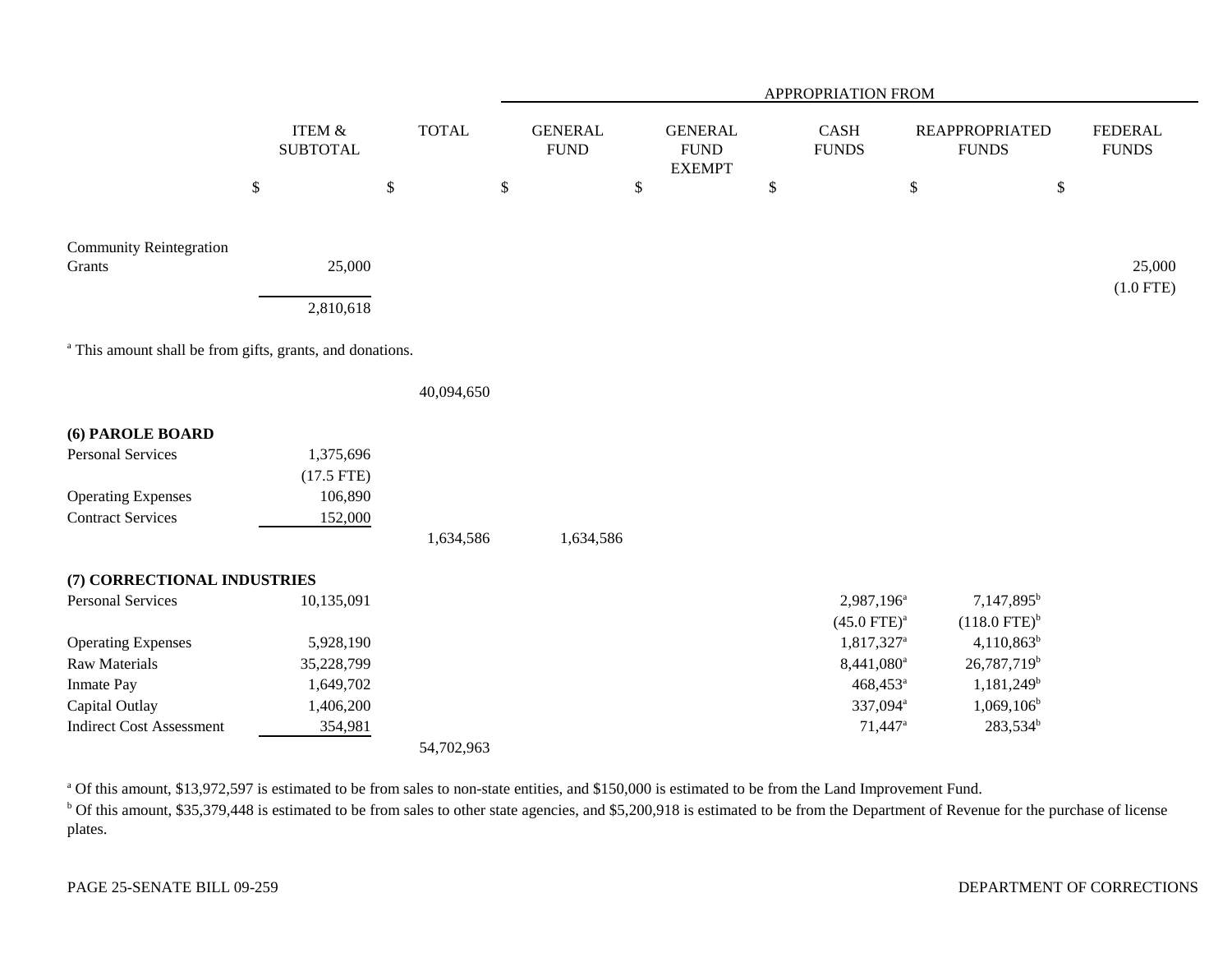| | ITEM & SUBTOTAL | TOTAL | APPROPRIATION FROM GENERAL FUND | GENERAL FUND EXEMPT | CASH FUNDS | REAPPROPRIATED FUNDS | FEDERAL FUNDS |
|---|---|---|---|---|---|---|---|
| | $ | $ | $ | $ | $ | $ | $ |
| Community Reintegration Grants | 25,000 | | | | | | 25,000 (1.0 FTE) |
| | 2,810,618 | | | | | | |

[a] This amount shall be from gifts, grants, and donations.

| | ITEM & SUBTOTAL | TOTAL | GENERAL FUND | GENERAL FUND EXEMPT | CASH FUNDS | REAPPROPRIATED FUNDS | FEDERAL FUNDS |
|---|---|---|---|---|---|---|---|
| | | 40,094,650 | | | | | |
| **(6) PAROLE BOARD** | | | | | | | |
| Personal Services | 1,375,696 (17.5 FTE) | | | | | | |
| Operating Expenses | 106,890 | | | | | | |
| Contract Services | 152,000 | | | | | | |
| | | 1,634,586 | 1,634,586 | | | | |
| **(7) CORRECTIONAL INDUSTRIES** | | | | | | | |
| Personal Services | 10,135,091 | | | | 2,987,196[a] (45.0 FTE)[a] | 7,147,895[b] (118.0 FTE)[b] | |
| Operating Expenses | 5,928,190 | | | | 1,817,327[a] | 4,110,863[b] | |
| Raw Materials | 35,228,799 | | | | 8,441,080[a] | 26,787,719[b] | |
| Inmate Pay | 1,649,702 | | | | 468,453[a] | 1,181,249[b] | |
| Capital Outlay | 1,406,200 | | | | 337,094[a] | 1,069,106[b] | |
| Indirect Cost Assessment | 354,981 | | | | 71,447[a] | 283,534[b] | |
| | | 54,702,963 | | | | | |

[a] Of this amount, $13,972,597 is estimated to be from sales to non-state entities, and $150,000 is estimated to be from the Land Improvement Fund.

[b] Of this amount, $35,379,448 is estimated to be from sales to other state agencies, and $5,200,918 is estimated to be from the Department of Revenue for the purchase of license plates.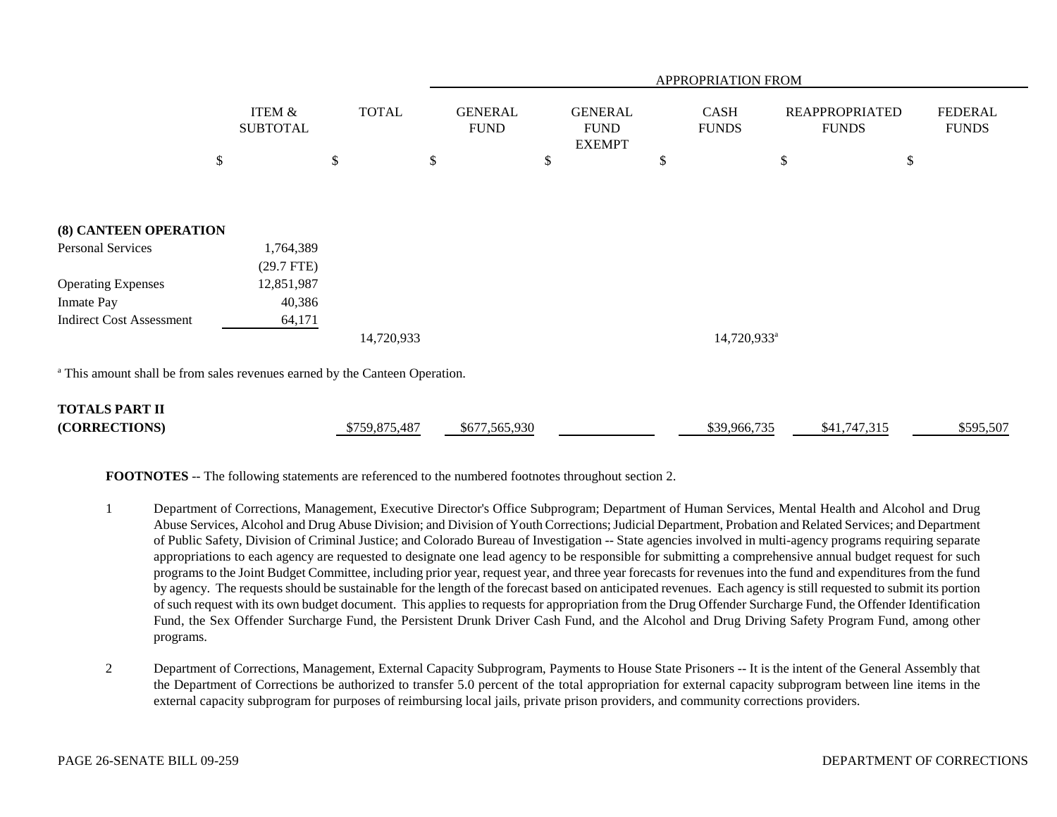| | ITEM & SUBTOTAL | TOTAL | APPROPRIATION FROM GENERAL FUND | GENERAL FUND EXEMPT | CASH FUNDS | REAPPROPRIATED FUNDS | FEDERAL FUNDS |
|---|---|---|---|---|---|---|---|
| | $ | $ | $ | $ | $ | $ | $ |
| **(8) CANTEEN OPERATION** | | | | | | | |
| Personal Services | 1,764,389 | | | | | | |
| | (29.7 FTE) | | | | | | |
| Operating Expenses | 12,851,987 | | | | | | |
| Inmate Pay | 40,386 | | | | | | |
| Indirect Cost Assessment | 64,171 | | | | | | |
| | | 14,720,933 | | | 14,720,933[a] | | |

[a] This amount shall be from sales revenues earned by the Canteen Operation.

| | ITEM & SUBTOTAL | TOTAL | GENERAL FUND | GENERAL FUND EXEMPT | CASH FUNDS | REAPPROPRIATED FUNDS | FEDERAL FUNDS |
|---|---|---|---|---|---|---|---|
| **TOTALS PART II (CORRECTIONS)** | | $759,875,487 | $677,565,930 | | $39,966,735 | $41,747,315 | $595,507 |

**FOOTNOTES** -- The following statements are referenced to the numbered footnotes throughout section 2.

1 Department of Corrections, Management, Executive Director's Office Subprogram; Department of Human Services, Mental Health and Alcohol and Drug Abuse Services, Alcohol and Drug Abuse Division; and Division of Youth Corrections; Judicial Department, Probation and Related Services; and Department of Public Safety, Division of Criminal Justice; and Colorado Bureau of Investigation -- State agencies involved in multi-agency programs requiring separate appropriations to each agency are requested to designate one lead agency to be responsible for submitting a comprehensive annual budget request for such programs to the Joint Budget Committee, including prior year, request year, and three year forecasts for revenues into the fund and expenditures from the fund by agency. The requests should be sustainable for the length of the forecast based on anticipated revenues. Each agency is still requested to submit its portion of such request with its own budget document. This applies to requests for appropriation from the Drug Offender Surcharge Fund, the Offender Identification Fund, the Sex Offender Surcharge Fund, the Persistent Drunk Driver Cash Fund, and the Alcohol and Drug Driving Safety Program Fund, among other programs.

2 Department of Corrections, Management, External Capacity Subprogram, Payments to House State Prisoners -- It is the intent of the General Assembly that the Department of Corrections be authorized to transfer 5.0 percent of the total appropriation for external capacity subprogram between line items in the external capacity subprogram for purposes of reimbursing local jails, private prison providers, and community corrections providers.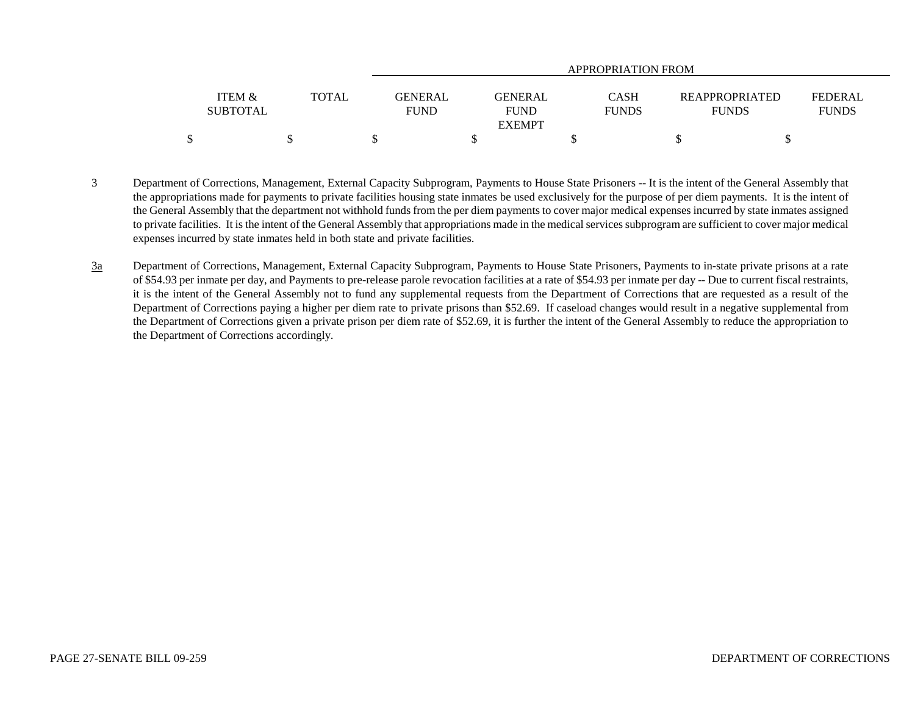| | | | APPROPRIATION FROM | | | | |
|---|---|---|---|---|---|---|---|
| | ITEM & SUBTOTAL | TOTAL | GENERAL FUND | GENERAL FUND EXEMPT | CASH FUNDS | REAPPROPRIATED FUNDS | FEDERAL FUNDS |
| | $ | $ | $ | $ | $ | $ | $ |

3 Department of Corrections, Management, External Capacity Subprogram, Payments to House State Prisoners -- It is the intent of the General Assembly that the appropriations made for payments to private facilities housing state inmates be used exclusively for the purpose of per diem payments. It is the intent of the General Assembly that the department not withhold funds from the per diem payments to cover major medical expenses incurred by state inmates assigned to private facilities. It is the intent of the General Assembly that appropriations made in the medical services subprogram are sufficient to cover major medical expenses incurred by state inmates held in both state and private facilities.

3a Department of Corrections, Management, External Capacity Subprogram, Payments to House State Prisoners, Payments to in-state private prisons at a rate of $54.93 per inmate per day, and Payments to pre-release parole revocation facilities at a rate of $54.93 per inmate per day -- Due to current fiscal restraints, it is the intent of the General Assembly not to fund any supplemental requests from the Department of Corrections that are requested as a result of the Department of Corrections paying a higher per diem rate to private prisons than $52.69. If caseload changes would result in a negative supplemental from the Department of Corrections given a private prison per diem rate of $52.69, it is further the intent of the General Assembly to reduce the appropriation to the Department of Corrections accordingly.